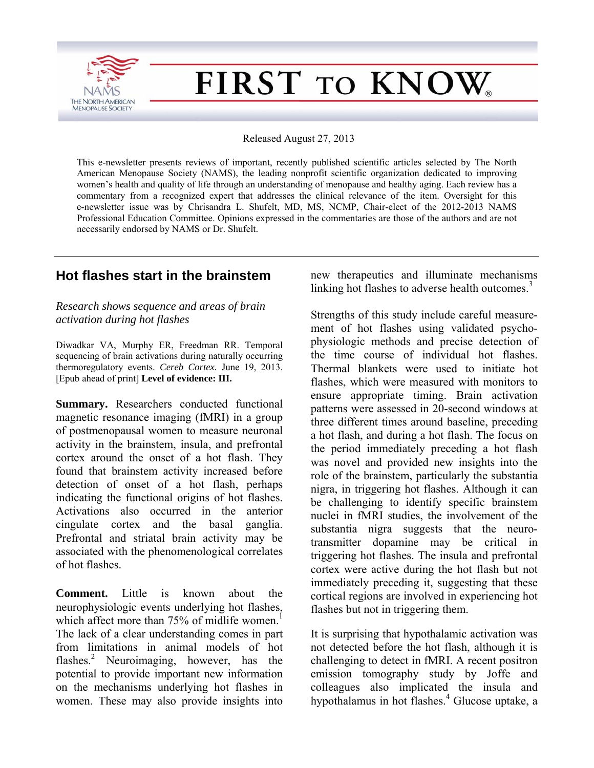# FIRST TO KNOW®

Released August 27, 2013

This e-newsletter presents reviews of important, recently published scientific articles selected by The North American Menopause Society (NAMS), the leading nonprofit scientific organization dedicated to improving women's health and quality of life through an understanding of menopause and healthy aging. Each review has a commentary from a recognized expert that addresses the clinical relevance of the item. Oversight for this e-newsletter issue was by Chrisandra L. Shufelt, MD, MS, NCMP, Chair-elect of the 2012-2013 NAMS Professional Education Committee. Opinions expressed in the commentaries are those of the authors and are not necessarily endorsed by NAMS or Dr. Shufelt.

---

## Hot flashes start in the brainstem

*Research shows sequence and areas of brain activation during hot flashes*

Diwadkar VA, Murphy ER, Freedman RR. Temporal sequencing of brain activations during naturally occurring thermoregulatory events. *Cereb Cortex.* June 19, 2013. [Epub ahead of print] **Level of evidence: III.**

**Summary.** Researchers conducted functional magnetic resonance imaging (fMRI) in a group of postmenopausal women to measure neuronal activity in the brainstem, insula, and prefrontal cortex around the onset of a hot flash. They found that brainstem activity increased before detection of onset of a hot flash, perhaps indicating the functional origins of hot flashes. Activations also occurred in the anterior cingulate cortex and the basal ganglia. Prefrontal and striatal brain activity may be associated with the phenomenological correlates of hot flashes.

**Comment.** Little is known about the neurophysiologic events underlying hot flashes, which affect more than 75% of midlife women.[1] The lack of a clear understanding comes in part from limitations in animal models of hot flashes.[2] Neuroimaging, however, has the potential to provide important new information on the mechanisms underlying hot flashes in women. These may also provide insights into new therapeutics and illuminate mechanisms linking hot flashes to adverse health outcomes.[3]

Strengths of this study include careful measurement of hot flashes using validated psychophysiologic methods and precise detection of the time course of individual hot flashes. Thermal blankets were used to initiate hot flashes, which were measured with monitors to ensure appropriate timing. Brain activation patterns were assessed in 20-second windows at three different times around baseline, preceding a hot flash, and during a hot flash. The focus on the period immediately preceding a hot flash was novel and provided new insights into the role of the brainstem, particularly the substantia nigra, in triggering hot flashes. Although it can be challenging to identify specific brainstem nuclei in fMRI studies, the involvement of the substantia nigra suggests that the neurotransmitter dopamine may be critical in triggering hot flashes. The insula and prefrontal cortex were active during the hot flash but not immediately preceding it, suggesting that these cortical regions are involved in experiencing hot flashes but not in triggering them.

It is surprising that hypothalamic activation was not detected before the hot flash, although it is challenging to detect in fMRI. A recent positron emission tomography study by Joffe and colleagues also implicated the insula and hypothalamus in hot flashes.[4] Glucose uptake, a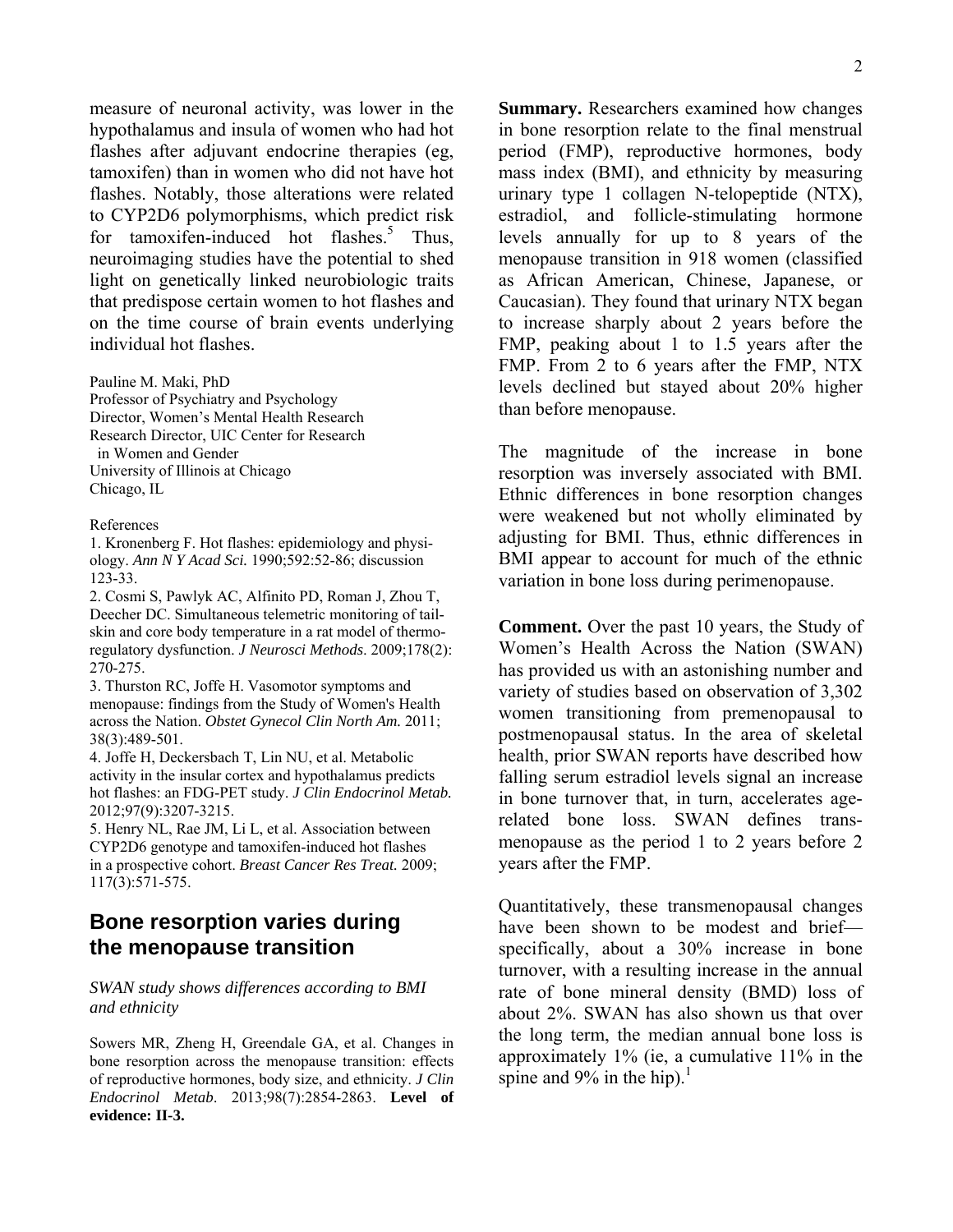measure of neuronal activity, was lower in the hypothalamus and insula of women who had hot flashes after adjuvant endocrine therapies (eg, tamoxifen) than in women who did not have hot flashes. Notably, those alterations were related to CYP2D6 polymorphisms, which predict risk for tamoxifen-induced hot flashes.[5] Thus, neuroimaging studies have the potential to shed light on genetically linked neurobiologic traits that predispose certain women to hot flashes and on the time course of brain events underlying individual hot flashes.

Pauline M. Maki, PhD
Professor of Psychiatry and Psychology
Director, Women's Mental Health Research
Research Director, UIC Center for Research in Women and Gender
University of Illinois at Chicago
Chicago, IL

References

1. Kronenberg F. Hot flashes: epidemiology and physiology. *Ann N Y Acad Sci.* 1990;592:52-86; discussion 123-33.
2. Cosmi S, Pawlyk AC, Alfinito PD, Roman J, Zhou T, Deecher DC. Simultaneous telemetric monitoring of tail-skin and core body temperature in a rat model of thermoregulatory dysfunction. *J Neurosci Methods*. 2009;178(2): 270-275.
3. Thurston RC, Joffe H. Vasomotor symptoms and menopause: findings from the Study of Women's Health across the Nation. *Obstet Gynecol Clin North Am.* 2011; 38(3):489-501.
4. Joffe H, Deckersbach T, Lin NU, et al. Metabolic activity in the insular cortex and hypothalamus predicts hot flashes: an FDG-PET study. *J Clin Endocrinol Metab.* 2012;97(9):3207-3215.
5. Henry NL, Rae JM, Li L, et al. Association between CYP2D6 genotype and tamoxifen-induced hot flashes in a prospective cohort. *Breast Cancer Res Treat.* 2009; 117(3):571-575.

## Bone resorption varies during the menopause transition

*SWAN study shows differences according to BMI and ethnicity*

Sowers MR, Zheng H, Greendale GA, et al. Changes in bone resorption across the menopause transition: effects of reproductive hormones, body size, and ethnicity. *J Clin Endocrinol Metab*. 2013;98(7):2854-2863. **Level of evidence: II-3.**

**Summary.** Researchers examined how changes in bone resorption relate to the final menstrual period (FMP), reproductive hormones, body mass index (BMI), and ethnicity by measuring urinary type 1 collagen N-telopeptide (NTX), estradiol, and follicle-stimulating hormone levels annually for up to 8 years of the menopause transition in 918 women (classified as African American, Chinese, Japanese, or Caucasian). They found that urinary NTX began to increase sharply about 2 years before the FMP, peaking about 1 to 1.5 years after the FMP. From 2 to 6 years after the FMP, NTX levels declined but stayed about 20% higher than before menopause.

The magnitude of the increase in bone resorption was inversely associated with BMI. Ethnic differences in bone resorption changes were weakened but not wholly eliminated by adjusting for BMI. Thus, ethnic differences in BMI appear to account for much of the ethnic variation in bone loss during perimenopause.

**Comment.** Over the past 10 years, the Study of Women's Health Across the Nation (SWAN) has provided us with an astonishing number and variety of studies based on observation of 3,302 women transitioning from premenopausal to postmenopausal status. In the area of skeletal health, prior SWAN reports have described how falling serum estradiol levels signal an increase in bone turnover that, in turn, accelerates age-related bone loss. SWAN defines transmenopause as the period 1 to 2 years before 2 years after the FMP.

Quantitatively, these transmenopausal changes have been shown to be modest and brief—specifically, about a 30% increase in bone turnover, with a resulting increase in the annual rate of bone mineral density (BMD) loss of about 2%. SWAN has also shown us that over the long term, the median annual bone loss is approximately 1% (ie, a cumulative 11% in the spine and 9% in the hip).[1]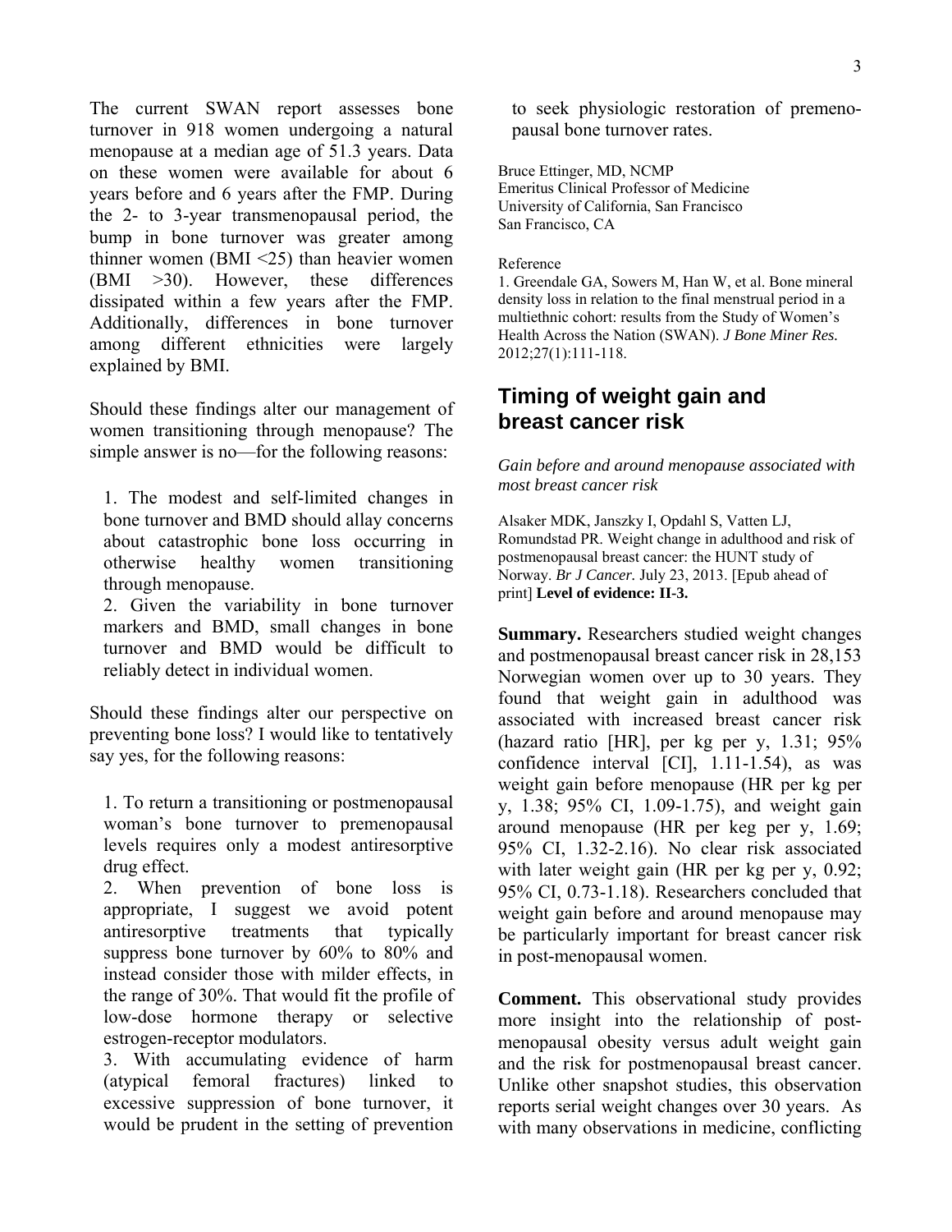The current SWAN report assesses bone turnover in 918 women undergoing a natural menopause at a median age of 51.3 years. Data on these women were available for about 6 years before and 6 years after the FMP. During the 2- to 3-year transmenopausal period, the bump in bone turnover was greater among thinner women (BMI <25) than heavier women (BMI >30). However, these differences dissipated within a few years after the FMP. Additionally, differences in bone turnover among different ethnicities were largely explained by BMI.

Should these findings alter our management of women transitioning through menopause? The simple answer is no—for the following reasons:

1. The modest and self-limited changes in bone turnover and BMD should allay concerns about catastrophic bone loss occurring in otherwise healthy women transitioning through menopause.
2. Given the variability in bone turnover markers and BMD, small changes in bone turnover and BMD would be difficult to reliably detect in individual women.

Should these findings alter our perspective on preventing bone loss? I would like to tentatively say yes, for the following reasons:

1. To return a transitioning or postmenopausal woman's bone turnover to premenopausal levels requires only a modest antiresorptive drug effect.
2. When prevention of bone loss is appropriate, I suggest we avoid potent antiresorptive treatments that typically suppress bone turnover by 60% to 80% and instead consider those with milder effects, in the range of 30%. That would fit the profile of low-dose hormone therapy or selective estrogen-receptor modulators.
3. With accumulating evidence of harm (atypical femoral fractures) linked to excessive suppression of bone turnover, it would be prudent in the setting of prevention to seek physiologic restoration of premenopausal bone turnover rates.

Bruce Ettinger, MD, NCMP
Emeritus Clinical Professor of Medicine
University of California, San Francisco
San Francisco, CA

Reference

1. Greendale GA, Sowers M, Han W, et al. Bone mineral density loss in relation to the final menstrual period in a multiethnic cohort: results from the Study of Women's Health Across the Nation (SWAN). *J Bone Miner Res.* 2012;27(1):111-118.

## Timing of weight gain and breast cancer risk

*Gain before and around menopause associated with most breast cancer risk*

Alsaker MDK, Janszky I, Opdahl S, Vatten LJ, Romundstad PR. Weight change in adulthood and risk of postmenopausal breast cancer: the HUNT study of Norway. *Br J Cancer.* July 23, 2013. [Epub ahead of print] **Level of evidence: II-3.**

**Summary.** Researchers studied weight changes and postmenopausal breast cancer risk in 28,153 Norwegian women over up to 30 years. They found that weight gain in adulthood was associated with increased breast cancer risk (hazard ratio [HR], per kg per y, 1.31; 95% confidence interval [CI], 1.11-1.54), as was weight gain before menopause (HR per kg per y, 1.38; 95% CI, 1.09-1.75), and weight gain around menopause (HR per keg per y, 1.69; 95% CI, 1.32-2.16). No clear risk associated with later weight gain (HR per kg per y, 0.92; 95% CI, 0.73-1.18). Researchers concluded that weight gain before and around menopause may be particularly important for breast cancer risk in post-menopausal women.

**Comment.** This observational study provides more insight into the relationship of postmenopausal obesity versus adult weight gain and the risk for postmenopausal breast cancer. Unlike other snapshot studies, this observation reports serial weight changes over 30 years. As with many observations in medicine, conflicting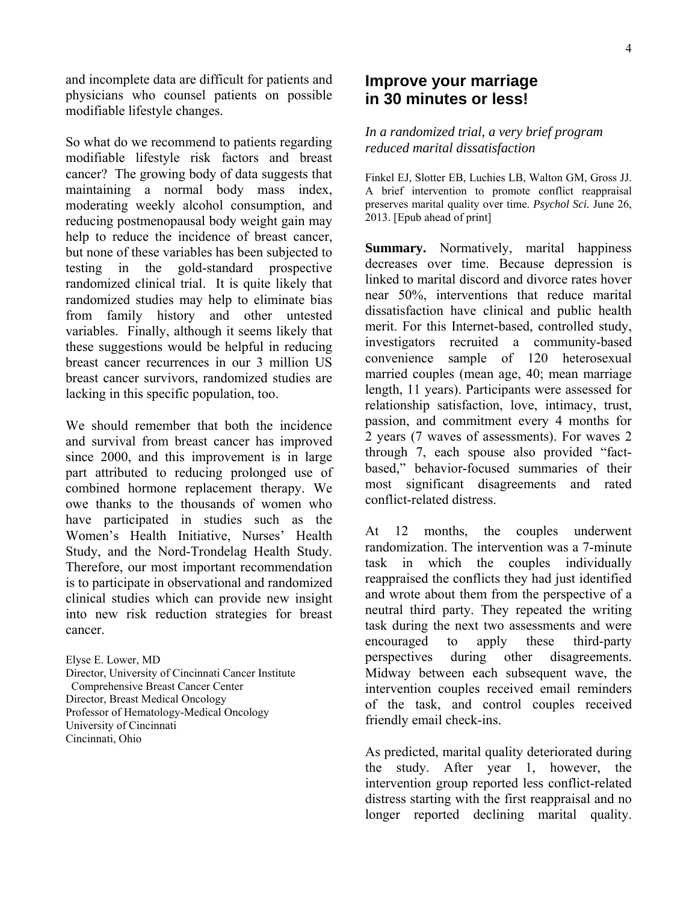and incomplete data are difficult for patients and physicians who counsel patients on possible modifiable lifestyle changes.

So what do we recommend to patients regarding modifiable lifestyle risk factors and breast cancer? The growing body of data suggests that maintaining a normal body mass index, moderating weekly alcohol consumption, and reducing postmenopausal body weight gain may help to reduce the incidence of breast cancer, but none of these variables has been subjected to testing in the gold-standard prospective randomized clinical trial. It is quite likely that randomized studies may help to eliminate bias from family history and other untested variables. Finally, although it seems likely that these suggestions would be helpful in reducing breast cancer recurrences in our 3 million US breast cancer survivors, randomized studies are lacking in this specific population, too.

We should remember that both the incidence and survival from breast cancer has improved since 2000, and this improvement is in large part attributed to reducing prolonged use of combined hormone replacement therapy. We owe thanks to the thousands of women who have participated in studies such as the Women's Health Initiative, Nurses' Health Study, and the Nord-Trondelag Health Study. Therefore, our most important recommendation is to participate in observational and randomized clinical studies which can provide new insight into new risk reduction strategies for breast cancer.

Elyse E. Lower, MD
Director, University of Cincinnati Cancer Institute Comprehensive Breast Cancer Center
Director, Breast Medical Oncology
Professor of Hematology-Medical Oncology
University of Cincinnati
Cincinnati, Ohio

## Improve your marriage in 30 minutes or less!

*In a randomized trial, a very brief program reduced marital dissatisfaction*

Finkel EJ, Slotter EB, Luchies LB, Walton GM, Gross JJ. A brief intervention to promote conflict reappraisal preserves marital quality over time. *Psychol Sci.* June 26, 2013. [Epub ahead of print]

**Summary.** Normatively, marital happiness decreases over time. Because depression is linked to marital discord and divorce rates hover near 50%, interventions that reduce marital dissatisfaction have clinical and public health merit. For this Internet-based, controlled study, investigators recruited a community-based convenience sample of 120 heterosexual married couples (mean age, 40; mean marriage length, 11 years). Participants were assessed for relationship satisfaction, love, intimacy, trust, passion, and commitment every 4 months for 2 years (7 waves of assessments). For waves 2 through 7, each spouse also provided "fact-based," behavior-focused summaries of their most significant disagreements and rated conflict-related distress.

At 12 months, the couples underwent randomization. The intervention was a 7-minute task in which the couples individually reappraised the conflicts they had just identified and wrote about them from the perspective of a neutral third party. They repeated the writing task during the next two assessments and were encouraged to apply these third-party perspectives during other disagreements. Midway between each subsequent wave, the intervention couples received email reminders of the task, and control couples received friendly email check-ins.

As predicted, marital quality deteriorated during the study. After year 1, however, the intervention group reported less conflict-related distress starting with the first reappraisal and no longer reported declining marital quality.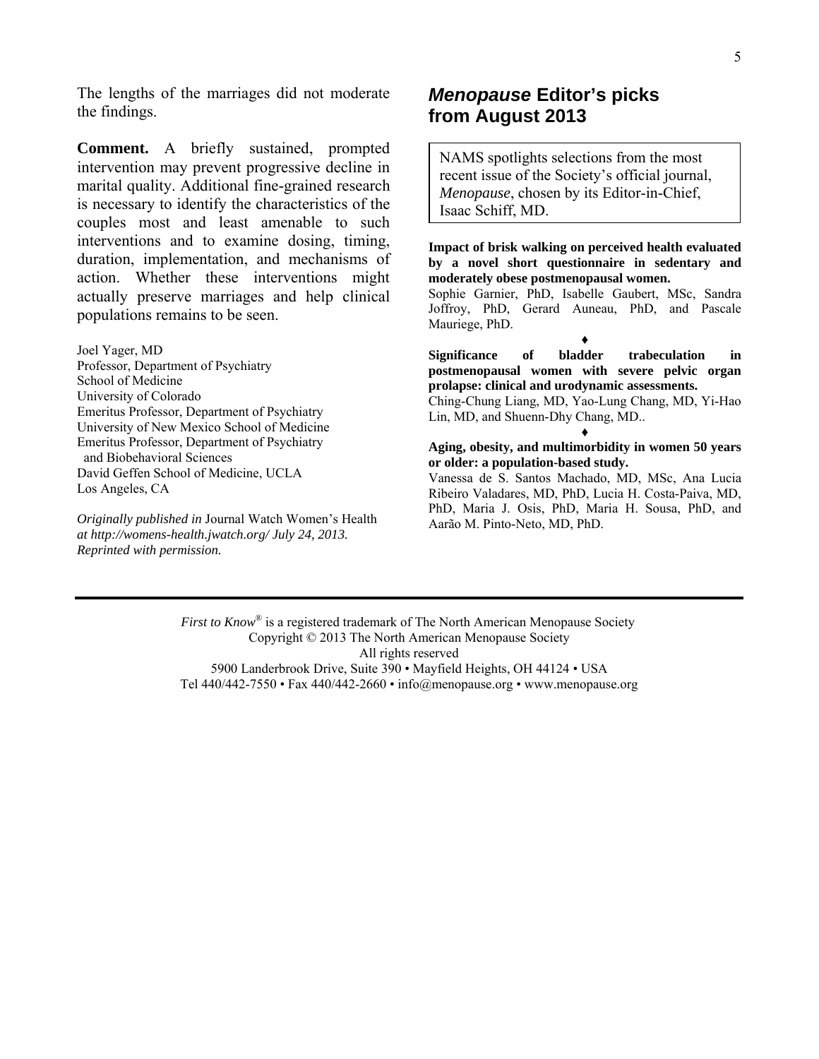The lengths of the marriages did not moderate the findings.

**Comment.** A briefly sustained, prompted intervention may prevent progressive decline in marital quality. Additional fine-grained research is necessary to identify the characteristics of the couples most and least amenable to such interventions and to examine dosing, timing, duration, implementation, and mechanisms of action. Whether these interventions might actually preserve marriages and help clinical populations remains to be seen.

Joel Yager, MD
Professor, Department of Psychiatry
School of Medicine
University of Colorado
Emeritus Professor, Department of Psychiatry
University of New Mexico School of Medicine
Emeritus Professor, Department of Psychiatry
and Biobehavioral Sciences
David Geffen School of Medicine, UCLA
Los Angeles, CA

*Originally published in* Journal Watch Women's Health *at http://womens-health.jwatch.org/ July 24, 2013. Reprinted with permission.*

## *Menopause* Editor's picks from August 2013

NAMS spotlights selections from the most recent issue of the Society's official journal, *Menopause*, chosen by its Editor-in-Chief, Isaac Schiff, MD.

**Impact of brisk walking on perceived health evaluated by a novel short questionnaire in sedentary and moderately obese postmenopausal women.**
Sophie Garnier, PhD, Isabelle Gaubert, MSc, Sandra Joffroy, PhD, Gerard Auneau, PhD, and Pascale Mauriege, PhD.

♦

**Significance of bladder trabeculation in postmenopausal women with severe pelvic organ prolapse: clinical and urodynamic assessments.**
Ching-Chung Liang, MD, Yao-Lung Chang, MD, Yi-Hao Lin, MD, and Shuenn-Dhy Chang, MD..

♦

**Aging, obesity, and multimorbidity in women 50 years or older: a population-based study.**
Vanessa de S. Santos Machado, MD, MSc, Ana Lucia Ribeiro Valadares, MD, PhD, Lucia H. Costa-Paiva, MD, PhD, Maria J. Osis, PhD, Maria H. Sousa, PhD, and Aarão M. Pinto-Neto, MD, PhD.

---

*First to Know*® is a registered trademark of The North American Menopause Society
Copyright © 2013 The North American Menopause Society
All rights reserved
5900 Landerbrook Drive, Suite 390 • Mayfield Heights, OH 44124 • USA
Tel 440/442-7550 • Fax 440/442-2660 • info@menopause.org • www.menopause.org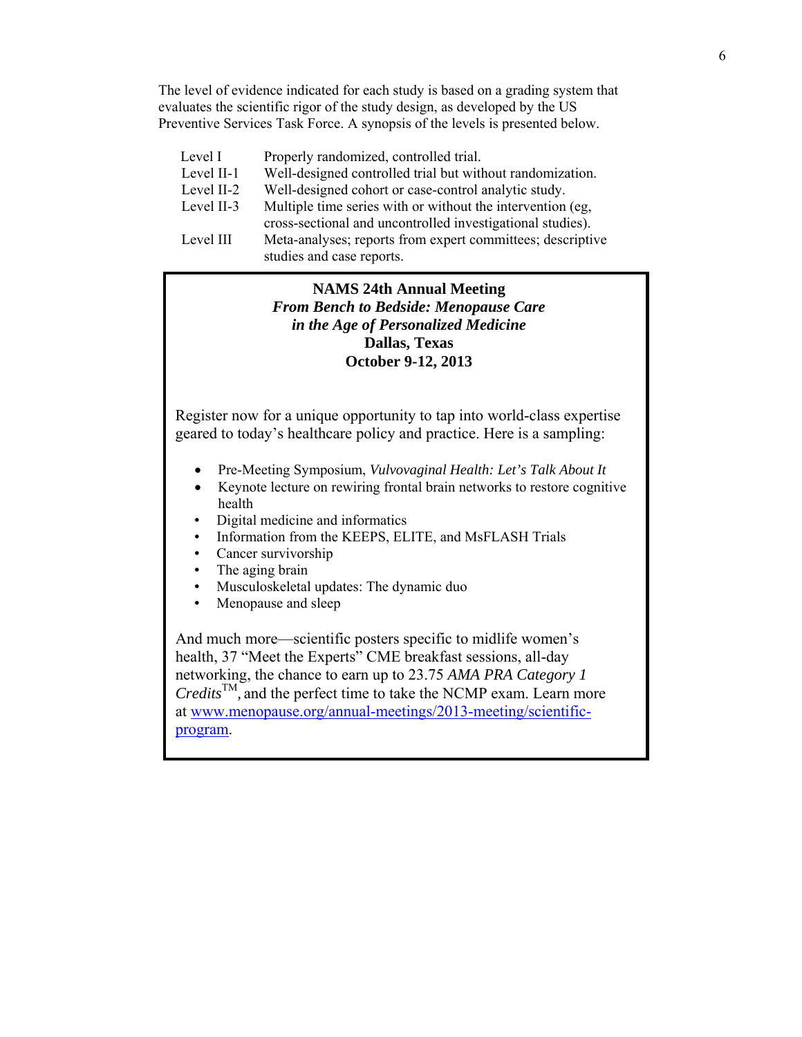The level of evidence indicated for each study is based on a grading system that evaluates the scientific rigor of the study design, as developed by the US Preventive Services Task Force. A synopsis of the levels is presented below.

| | |
|---|---|
| Level I | Properly randomized, controlled trial. |
| Level II-1 | Well-designed controlled trial but without randomization. |
| Level II-2 | Well-designed cohort or case-control analytic study. |
| Level II-3 | Multiple time series with or without the intervention (eg, cross-sectional and uncontrolled investigational studies). |
| Level III | Meta-analyses; reports from expert committees; descriptive studies and case reports. |

**NAMS 24th Annual Meeting**
***From Bench to Bedside: Menopause Care in the Age of Personalized Medicine***
**Dallas, Texas**
**October 9-12, 2013**

Register now for a unique opportunity to tap into world-class expertise geared to today's healthcare policy and practice. Here is a sampling:

- Pre-Meeting Symposium, *Vulvovaginal Health: Let's Talk About It*
- Keynote lecture on rewiring frontal brain networks to restore cognitive health
- Digital medicine and informatics
- Information from the KEEPS, ELITE, and MsFLASH Trials
- Cancer survivorship
- The aging brain
- Musculoskeletal updates: The dynamic duo
- Menopause and sleep

And much more—scientific posters specific to midlife women's health, 37 "Meet the Experts" CME breakfast sessions, all-day networking, the chance to earn up to 23.75 *AMA PRA Category 1 Credits*™, and the perfect time to take the NCMP exam. Learn more at www.menopause.org/annual-meetings/2013-meeting/scientific-program.